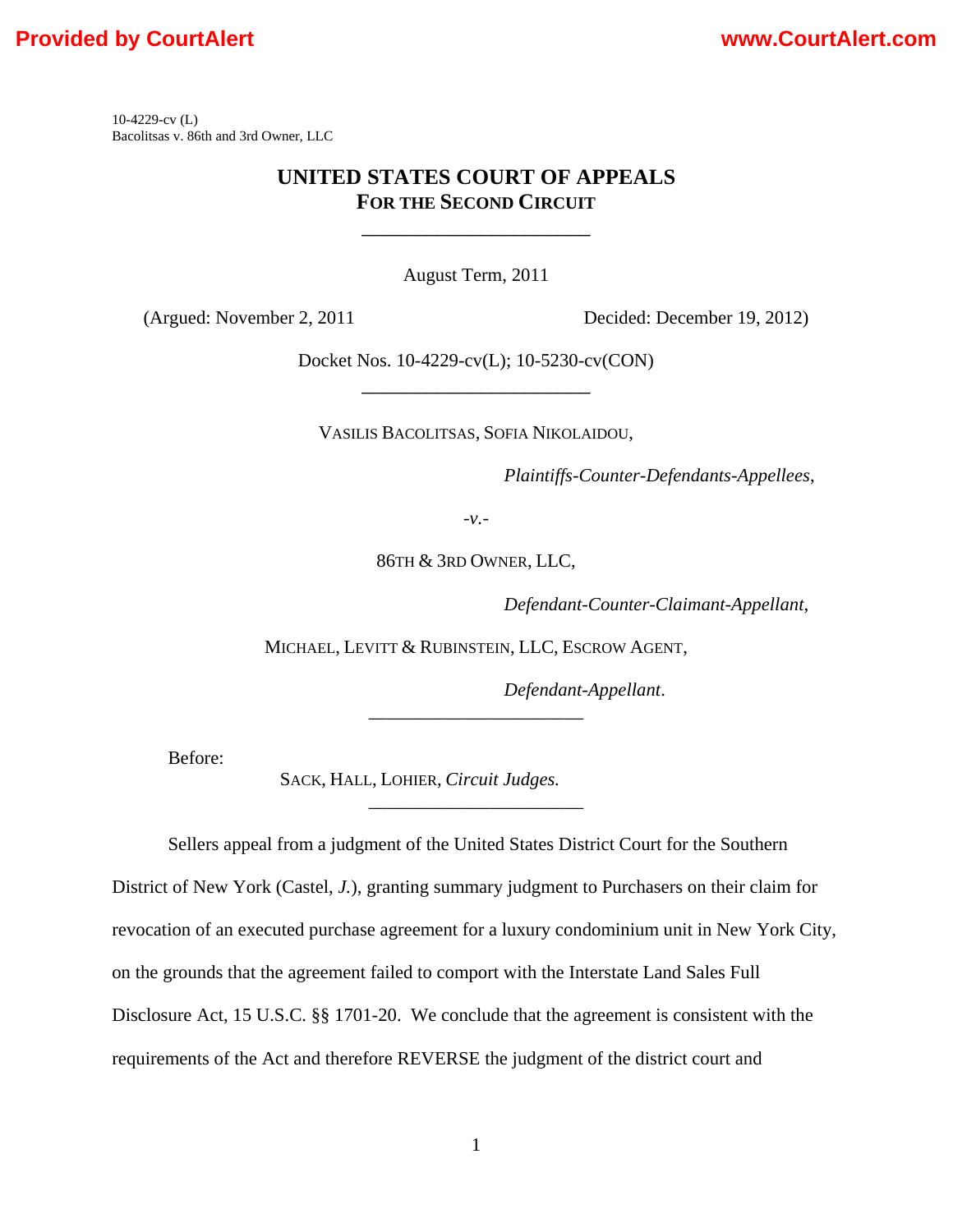10-4229-cv (L)
Bacolitsas v. 86th and 3rd Owner, LLC

# UNITED STATES COURT OF APPEALS
## FOR THE SECOND CIRCUIT

---

August Term, 2011

(Argued: November 2, 2011 &nbsp;&nbsp;&nbsp;&nbsp;&nbsp;&nbsp;&nbsp;&nbsp; Decided: December 19, 2012)

Docket Nos. 10-4229-cv(L); 10-5230-cv(CON)

---

VASILIS BACOLITSAS, SOFIA NIKOLAIDOU,

*Plaintiffs-Counter-Defendants-Appellees*,

*-v.-*

86TH & 3RD OWNER, LLC,

*Defendant-Counter-Claimant-Appellant*,

MICHAEL, LEVITT & RUBINSTEIN, LLC, ESCROW AGENT,

*Defendant-Appellant*.

---

Before:

SACK, HALL, LOHIER, *Circuit Judges.*

---

Sellers appeal from a judgment of the United States District Court for the Southern District of New York (Castel, *J.*), granting summary judgment to Purchasers on their claim for revocation of an executed purchase agreement for a luxury condominium unit in New York City, on the grounds that the agreement failed to comport with the Interstate Land Sales Full Disclosure Act, 15 U.S.C. §§ 1701-20. We conclude that the agreement is consistent with the requirements of the Act and therefore REVERSE the judgment of the district court and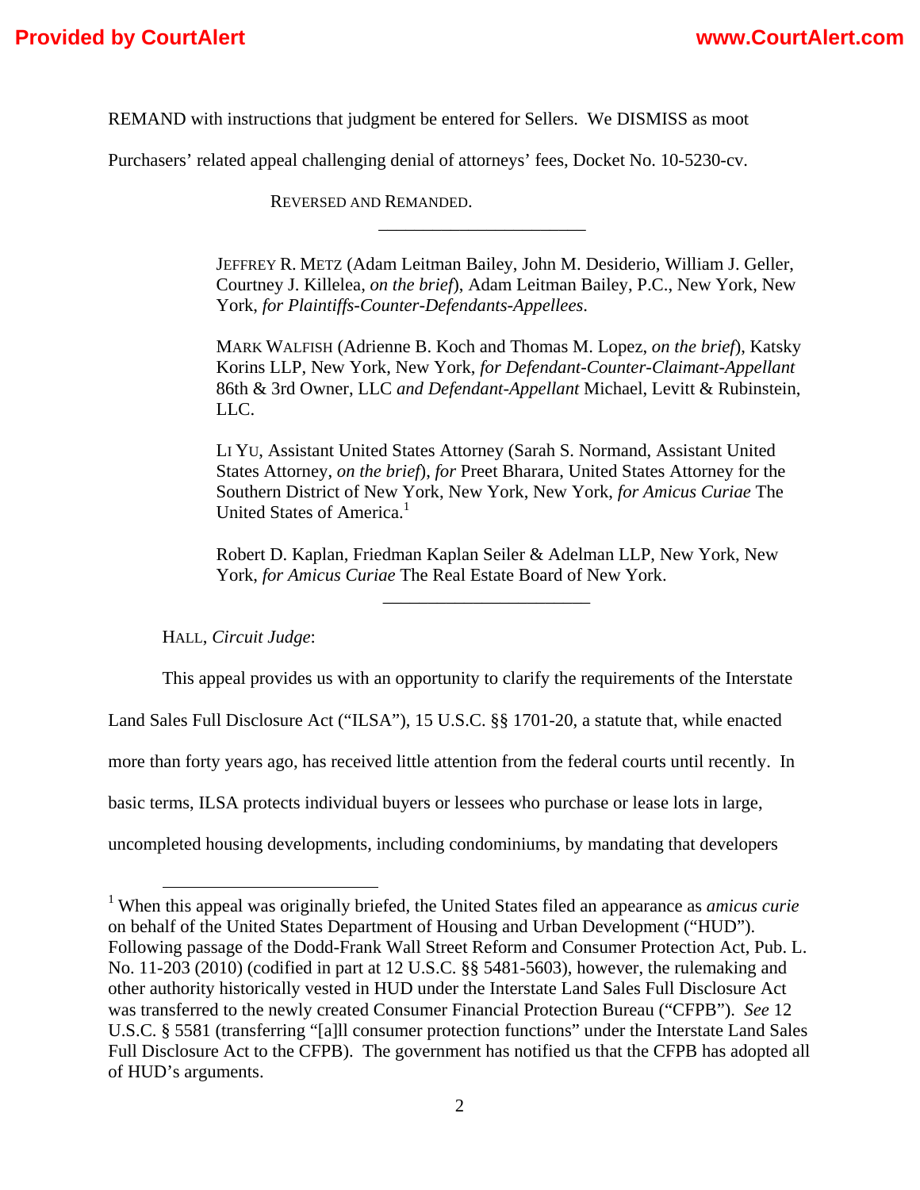REMAND with instructions that judgment be entered for Sellers. We DISMISS as moot Purchasers' related appeal challenging denial of attorneys' fees, Docket No. 10-5230-cv.

REVERSED AND REMANDED.

---

JEFFREY R. METZ (Adam Leitman Bailey, John M. Desiderio, William J. Geller, Courtney J. Killelea, *on the brief*), Adam Leitman Bailey, P.C., New York, New York, *for Plaintiffs-Counter-Defendants-Appellees*.

MARK WALFISH (Adrienne B. Koch and Thomas M. Lopez, *on the brief*), Katsky Korins LLP, New York, New York, *for Defendant-Counter-Claimant-Appellant* 86th & 3rd Owner, LLC *and Defendant-Appellant* Michael, Levitt & Rubinstein, LLC.

LI YU, Assistant United States Attorney (Sarah S. Normand, Assistant United States Attorney, *on the brief*), *for* Preet Bharara, United States Attorney for the Southern District of New York, New York, New York, *for Amicus Curiae* The United States of America.[1]

Robert D. Kaplan, Friedman Kaplan Seiler & Adelman LLP, New York, New York, *for Amicus Curiae* The Real Estate Board of New York.

---

HALL, *Circuit Judge*:

This appeal provides us with an opportunity to clarify the requirements of the Interstate Land Sales Full Disclosure Act ("ILSA"), 15 U.S.C. §§ 1701-20, a statute that, while enacted more than forty years ago, has received little attention from the federal courts until recently. In basic terms, ILSA protects individual buyers or lessees who purchase or lease lots in large, uncompleted housing developments, including condominiums, by mandating that developers

---

[1] When this appeal was originally briefed, the United States filed an appearance as *amicus curie* on behalf of the United States Department of Housing and Urban Development ("HUD"). Following passage of the Dodd-Frank Wall Street Reform and Consumer Protection Act, Pub. L. No. 11-203 (2010) (codified in part at 12 U.S.C. §§ 5481-5603), however, the rulemaking and other authority historically vested in HUD under the Interstate Land Sales Full Disclosure Act was transferred to the newly created Consumer Financial Protection Bureau ("CFPB"). *See* 12 U.S.C. § 5581 (transferring "[a]ll consumer protection functions" under the Interstate Land Sales Full Disclosure Act to the CFPB). The government has notified us that the CFPB has adopted all of HUD's arguments.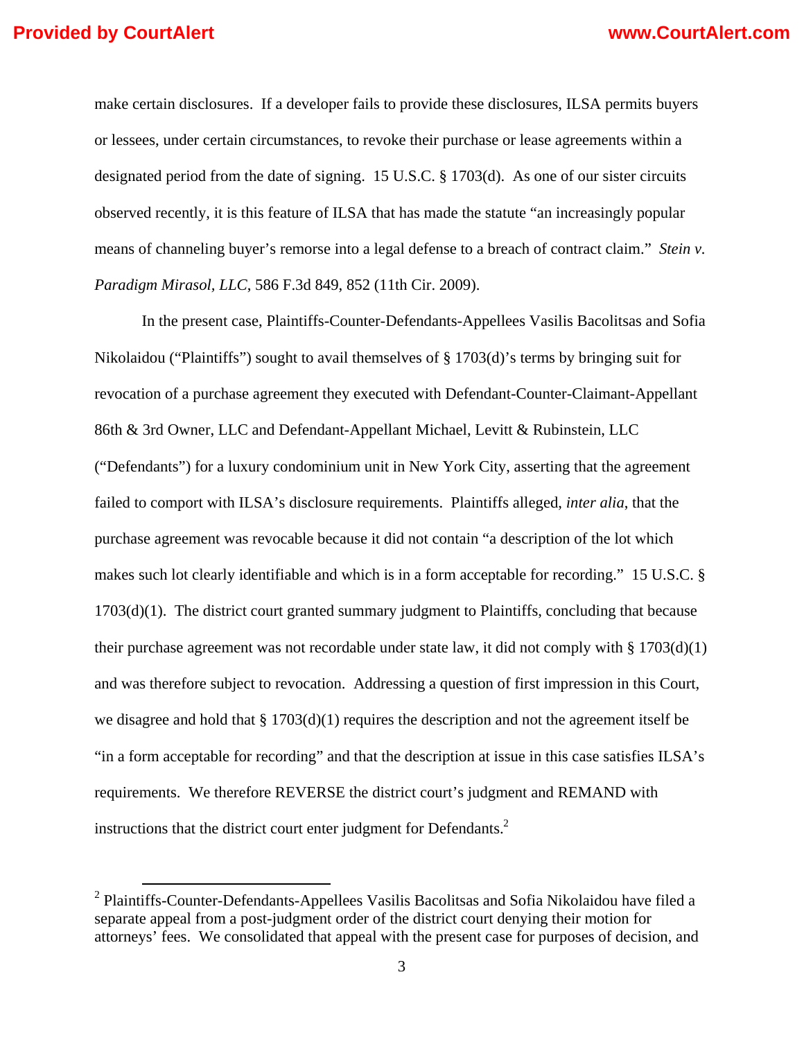make certain disclosures. If a developer fails to provide these disclosures, ILSA permits buyers or lessees, under certain circumstances, to revoke their purchase or lease agreements within a designated period from the date of signing. 15 U.S.C. § 1703(d). As one of our sister circuits observed recently, it is this feature of ILSA that has made the statute "an increasingly popular means of channeling buyer's remorse into a legal defense to a breach of contract claim." *Stein v. Paradigm Mirasol, LLC*, 586 F.3d 849, 852 (11th Cir. 2009).

In the present case, Plaintiffs-Counter-Defendants-Appellees Vasilis Bacolitsas and Sofia Nikolaidou ("Plaintiffs") sought to avail themselves of § 1703(d)'s terms by bringing suit for revocation of a purchase agreement they executed with Defendant-Counter-Claimant-Appellant 86th & 3rd Owner, LLC and Defendant-Appellant Michael, Levitt & Rubinstein, LLC ("Defendants") for a luxury condominium unit in New York City, asserting that the agreement failed to comport with ILSA's disclosure requirements. Plaintiffs alleged, *inter alia*, that the purchase agreement was revocable because it did not contain "a description of the lot which makes such lot clearly identifiable and which is in a form acceptable for recording." 15 U.S.C. § 1703(d)(1). The district court granted summary judgment to Plaintiffs, concluding that because their purchase agreement was not recordable under state law, it did not comply with § 1703(d)(1) and was therefore subject to revocation. Addressing a question of first impression in this Court, we disagree and hold that § 1703(d)(1) requires the description and not the agreement itself be "in a form acceptable for recording" and that the description at issue in this case satisfies ILSA's requirements. We therefore REVERSE the district court's judgment and REMAND with instructions that the district court enter judgment for Defendants.[2]

[2] Plaintiffs-Counter-Defendants-Appellees Vasilis Bacolitsas and Sofia Nikolaidou have filed a separate appeal from a post-judgment order of the district court denying their motion for attorneys' fees. We consolidated that appeal with the present case for purposes of decision, and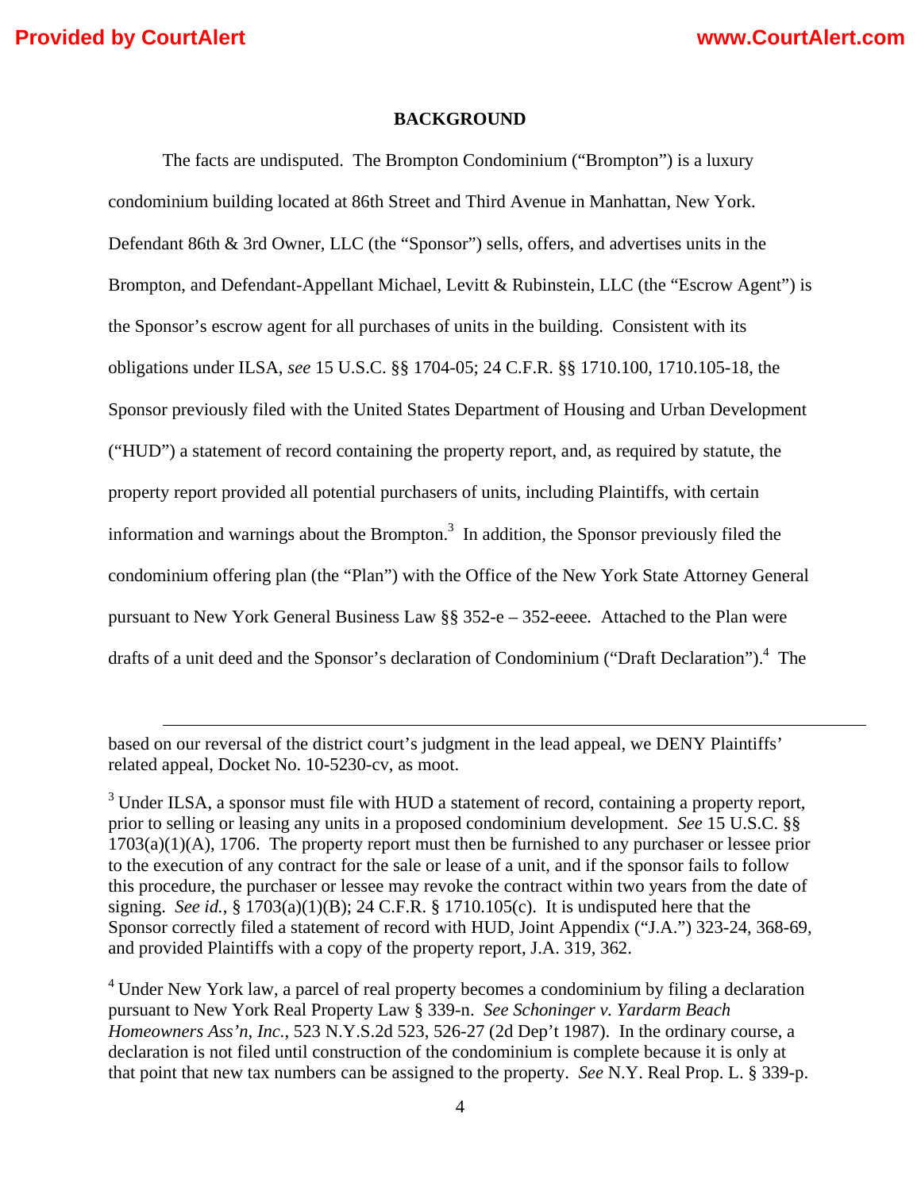## BACKGROUND

The facts are undisputed. The Brompton Condominium ("Brompton") is a luxury condominium building located at 86th Street and Third Avenue in Manhattan, New York. Defendant 86th & 3rd Owner, LLC (the "Sponsor") sells, offers, and advertises units in the Brompton, and Defendant-Appellant Michael, Levitt & Rubinstein, LLC (the "Escrow Agent") is the Sponsor's escrow agent for all purchases of units in the building. Consistent with its obligations under ILSA, *see* 15 U.S.C. §§ 1704-05; 24 C.F.R. §§ 1710.100, 1710.105-18, the Sponsor previously filed with the United States Department of Housing and Urban Development ("HUD") a statement of record containing the property report, and, as required by statute, the property report provided all potential purchasers of units, including Plaintiffs, with certain information and warnings about the Brompton.[3] In addition, the Sponsor previously filed the condominium offering plan (the "Plan") with the Office of the New York State Attorney General pursuant to New York General Business Law §§ 352-e – 352-eeee. Attached to the Plan were drafts of a unit deed and the Sponsor's declaration of Condominium ("Draft Declaration").[4] The

---

based on our reversal of the district court's judgment in the lead appeal, we DENY Plaintiffs' related appeal, Docket No. 10-5230-cv, as moot.

[3] Under ILSA, a sponsor must file with HUD a statement of record, containing a property report, prior to selling or leasing any units in a proposed condominium development. *See* 15 U.S.C. §§ 1703(a)(1)(A), 1706. The property report must then be furnished to any purchaser or lessee prior to the execution of any contract for the sale or lease of a unit, and if the sponsor fails to follow this procedure, the purchaser or lessee may revoke the contract within two years from the date of signing. *See id.*, § 1703(a)(1)(B); 24 C.F.R. § 1710.105(c). It is undisputed here that the Sponsor correctly filed a statement of record with HUD, Joint Appendix ("J.A.") 323-24, 368-69, and provided Plaintiffs with a copy of the property report, J.A. 319, 362.

[4] Under New York law, a parcel of real property becomes a condominium by filing a declaration pursuant to New York Real Property Law § 339-n. *See Schoninger v. Yardarm Beach Homeowners Ass'n, Inc.*, 523 N.Y.S.2d 523, 526-27 (2d Dep't 1987). In the ordinary course, a declaration is not filed until construction of the condominium is complete because it is only at that point that new tax numbers can be assigned to the property. *See* N.Y. Real Prop. L. § 339-p.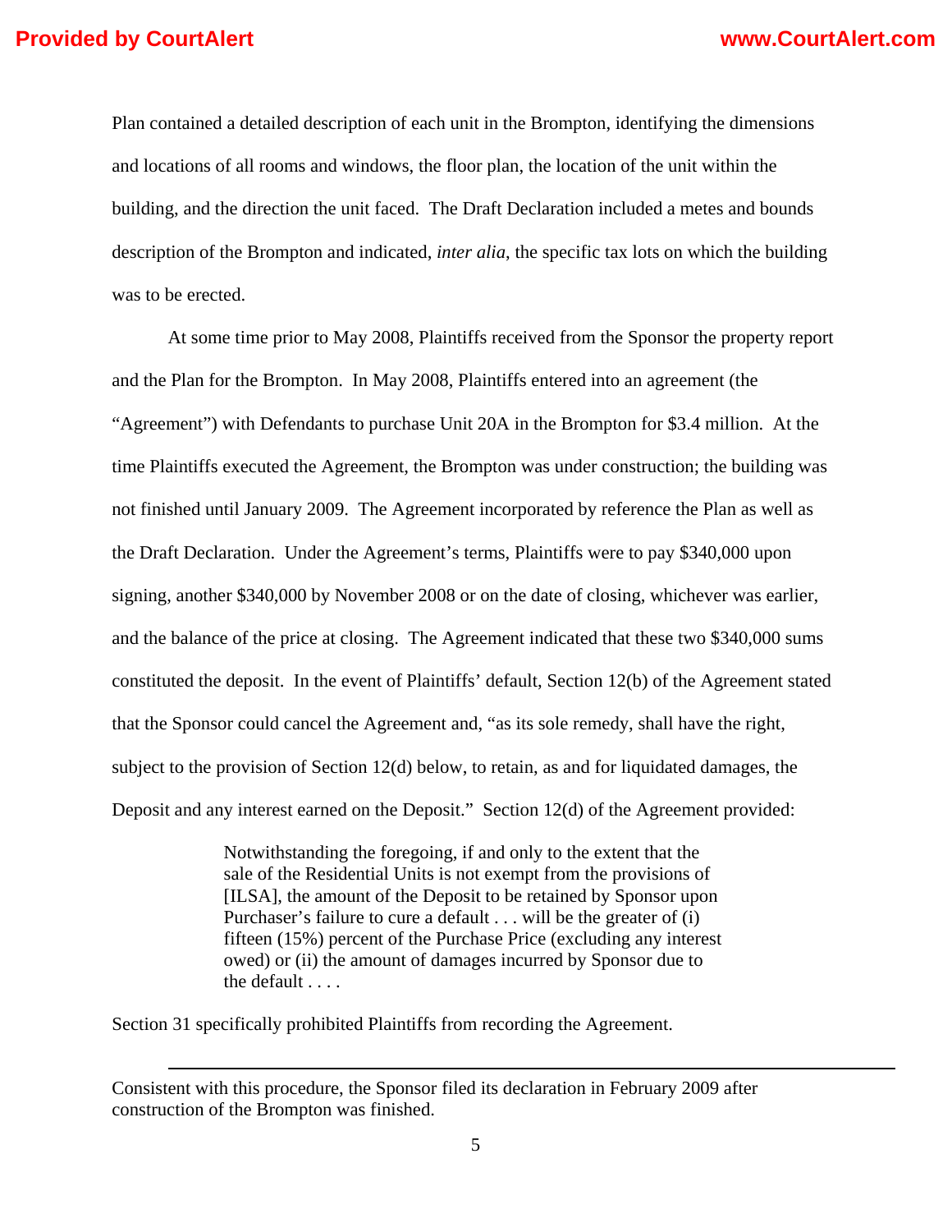Plan contained a detailed description of each unit in the Brompton, identifying the dimensions and locations of all rooms and windows, the floor plan, the location of the unit within the building, and the direction the unit faced. The Draft Declaration included a metes and bounds description of the Brompton and indicated, *inter alia*, the specific tax lots on which the building was to be erected.

At some time prior to May 2008, Plaintiffs received from the Sponsor the property report and the Plan for the Brompton. In May 2008, Plaintiffs entered into an agreement (the "Agreement") with Defendants to purchase Unit 20A in the Brompton for $3.4 million. At the time Plaintiffs executed the Agreement, the Brompton was under construction; the building was not finished until January 2009. The Agreement incorporated by reference the Plan as well as the Draft Declaration. Under the Agreement's terms, Plaintiffs were to pay $340,000 upon signing, another $340,000 by November 2008 or on the date of closing, whichever was earlier, and the balance of the price at closing. The Agreement indicated that these two $340,000 sums constituted the deposit. In the event of Plaintiffs' default, Section 12(b) of the Agreement stated that the Sponsor could cancel the Agreement and, "as its sole remedy, shall have the right, subject to the provision of Section 12(d) below, to retain, as and for liquidated damages, the Deposit and any interest earned on the Deposit." Section 12(d) of the Agreement provided:

> Notwithstanding the foregoing, if and only to the extent that the sale of the Residential Units is not exempt from the provisions of [ILSA], the amount of the Deposit to be retained by Sponsor upon Purchaser's failure to cure a default . . . will be the greater of (i) fifteen (15%) percent of the Purchase Price (excluding any interest owed) or (ii) the amount of damages incurred by Sponsor due to the default . . . .

Section 31 specifically prohibited Plaintiffs from recording the Agreement.

---

Consistent with this procedure, the Sponsor filed its declaration in February 2009 after construction of the Brompton was finished.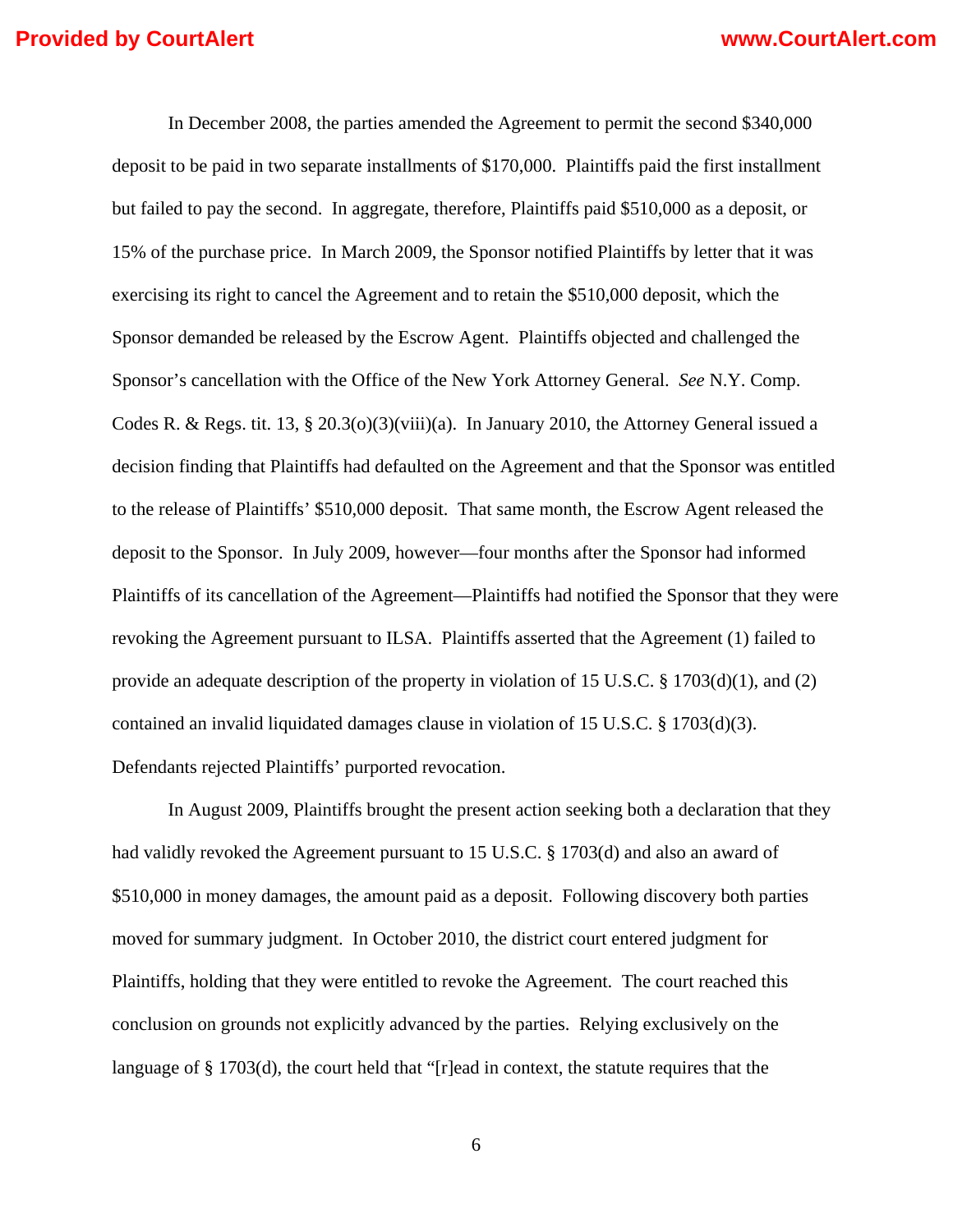In December 2008, the parties amended the Agreement to permit the second $340,000 deposit to be paid in two separate installments of $170,000. Plaintiffs paid the first installment but failed to pay the second. In aggregate, therefore, Plaintiffs paid $510,000 as a deposit, or 15% of the purchase price. In March 2009, the Sponsor notified Plaintiffs by letter that it was exercising its right to cancel the Agreement and to retain the $510,000 deposit, which the Sponsor demanded be released by the Escrow Agent. Plaintiffs objected and challenged the Sponsor's cancellation with the Office of the New York Attorney General. *See* N.Y. Comp. Codes R. & Regs. tit. 13, § 20.3(o)(3)(viii)(a). In January 2010, the Attorney General issued a decision finding that Plaintiffs had defaulted on the Agreement and that the Sponsor was entitled to the release of Plaintiffs' $510,000 deposit. That same month, the Escrow Agent released the deposit to the Sponsor. In July 2009, however—four months after the Sponsor had informed Plaintiffs of its cancellation of the Agreement—Plaintiffs had notified the Sponsor that they were revoking the Agreement pursuant to ILSA. Plaintiffs asserted that the Agreement (1) failed to provide an adequate description of the property in violation of 15 U.S.C. § 1703(d)(1), and (2) contained an invalid liquidated damages clause in violation of 15 U.S.C. § 1703(d)(3). Defendants rejected Plaintiffs' purported revocation.

In August 2009, Plaintiffs brought the present action seeking both a declaration that they had validly revoked the Agreement pursuant to 15 U.S.C. § 1703(d) and also an award of $510,000 in money damages, the amount paid as a deposit. Following discovery both parties moved for summary judgment. In October 2010, the district court entered judgment for Plaintiffs, holding that they were entitled to revoke the Agreement. The court reached this conclusion on grounds not explicitly advanced by the parties. Relying exclusively on the language of § 1703(d), the court held that "[r]ead in context, the statute requires that the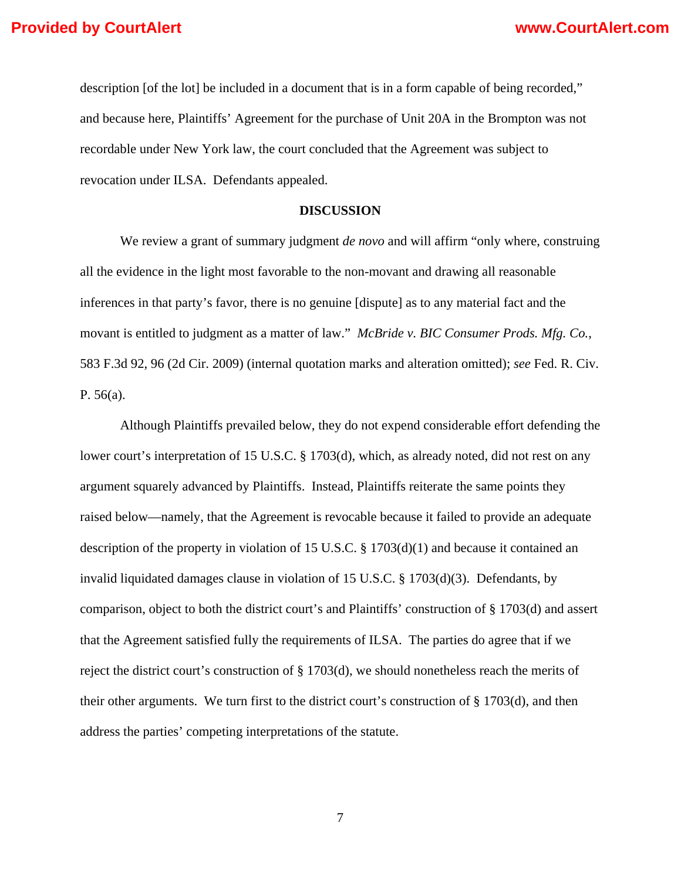description [of the lot] be included in a document that is in a form capable of being recorded," and because here, Plaintiffs' Agreement for the purchase of Unit 20A in the Brompton was not recordable under New York law, the court concluded that the Agreement was subject to revocation under ILSA. Defendants appealed.

**DISCUSSION**

We review a grant of summary judgment *de novo* and will affirm "only where, construing all the evidence in the light most favorable to the non-movant and drawing all reasonable inferences in that party's favor, there is no genuine [dispute] as to any material fact and the movant is entitled to judgment as a matter of law." *McBride v. BIC Consumer Prods. Mfg. Co.*, 583 F.3d 92, 96 (2d Cir. 2009) (internal quotation marks and alteration omitted); *see* Fed. R. Civ. P. 56(a).

Although Plaintiffs prevailed below, they do not expend considerable effort defending the lower court's interpretation of 15 U.S.C. § 1703(d), which, as already noted, did not rest on any argument squarely advanced by Plaintiffs. Instead, Plaintiffs reiterate the same points they raised below—namely, that the Agreement is revocable because it failed to provide an adequate description of the property in violation of 15 U.S.C. § 1703(d)(1) and because it contained an invalid liquidated damages clause in violation of 15 U.S.C. § 1703(d)(3). Defendants, by comparison, object to both the district court's and Plaintiffs' construction of § 1703(d) and assert that the Agreement satisfied fully the requirements of ILSA. The parties do agree that if we reject the district court's construction of § 1703(d), we should nonetheless reach the merits of their other arguments. We turn first to the district court's construction of § 1703(d), and then address the parties' competing interpretations of the statute.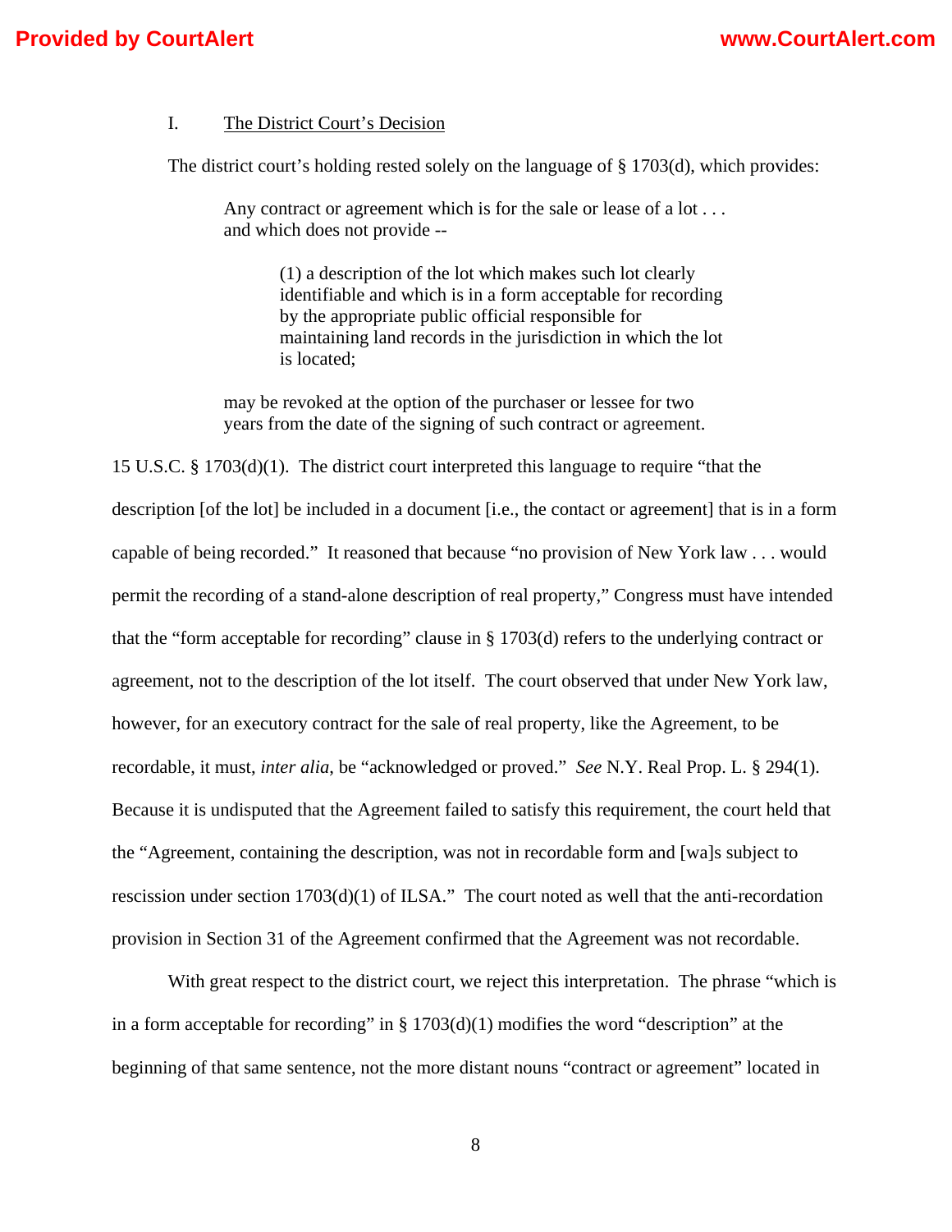I. <u>The District Court's Decision</u>

The district court's holding rested solely on the language of § 1703(d), which provides:

> Any contract or agreement which is for the sale or lease of a lot . . . and which does not provide --
>
> > (1) a description of the lot which makes such lot clearly identifiable and which is in a form acceptable for recording by the appropriate public official responsible for maintaining land records in the jurisdiction in which the lot is located;
>
> may be revoked at the option of the purchaser or lessee for two years from the date of the signing of such contract or agreement.

15 U.S.C. § 1703(d)(1). The district court interpreted this language to require "that the description [of the lot] be included in a document [i.e., the contact or agreement] that is in a form capable of being recorded." It reasoned that because "no provision of New York law . . . would permit the recording of a stand-alone description of real property," Congress must have intended that the "form acceptable for recording" clause in § 1703(d) refers to the underlying contract or agreement, not to the description of the lot itself. The court observed that under New York law, however, for an executory contract for the sale of real property, like the Agreement, to be recordable, it must, *inter alia*, be "acknowledged or proved." *See* N.Y. Real Prop. L. § 294(1). Because it is undisputed that the Agreement failed to satisfy this requirement, the court held that the "Agreement, containing the description, was not in recordable form and [wa]s subject to rescission under section 1703(d)(1) of ILSA." The court noted as well that the anti-recordation provision in Section 31 of the Agreement confirmed that the Agreement was not recordable.

With great respect to the district court, we reject this interpretation. The phrase "which is in a form acceptable for recording" in § 1703(d)(1) modifies the word "description" at the beginning of that same sentence, not the more distant nouns "contract or agreement" located in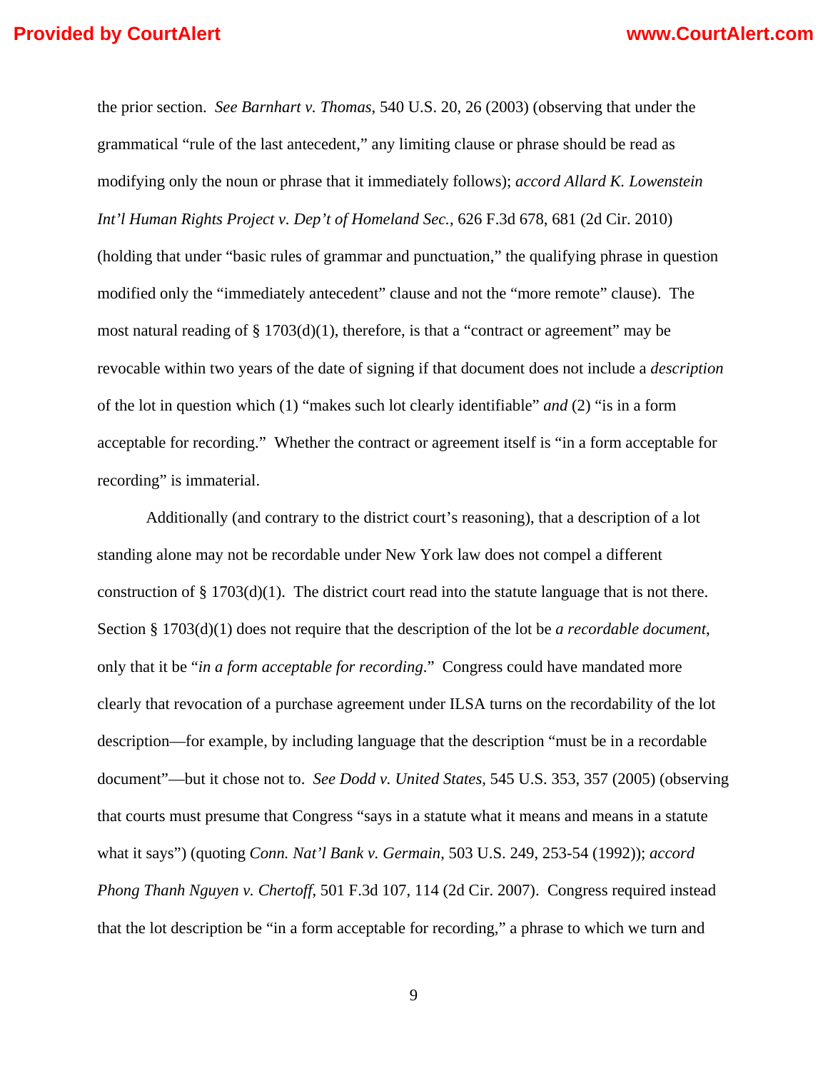the prior section. *See Barnhart v. Thomas*, 540 U.S. 20, 26 (2003) (observing that under the grammatical "rule of the last antecedent," any limiting clause or phrase should be read as modifying only the noun or phrase that it immediately follows); *accord Allard K. Lowenstein Int'l Human Rights Project v. Dep't of Homeland Sec.*, 626 F.3d 678, 681 (2d Cir. 2010) (holding that under "basic rules of grammar and punctuation," the qualifying phrase in question modified only the "immediately antecedent" clause and not the "more remote" clause). The most natural reading of § 1703(d)(1), therefore, is that a "contract or agreement" may be revocable within two years of the date of signing if that document does not include a *description* of the lot in question which (1) "makes such lot clearly identifiable" *and* (2) "is in a form acceptable for recording." Whether the contract or agreement itself is "in a form acceptable for recording" is immaterial.

Additionally (and contrary to the district court's reasoning), that a description of a lot standing alone may not be recordable under New York law does not compel a different construction of § 1703(d)(1). The district court read into the statute language that is not there. Section § 1703(d)(1) does not require that the description of the lot be *a recordable document*, only that it be "*in a form acceptable for recording*." Congress could have mandated more clearly that revocation of a purchase agreement under ILSA turns on the recordability of the lot description—for example, by including language that the description "must be in a recordable document"—but it chose not to. *See Dodd v. United States*, 545 U.S. 353, 357 (2005) (observing that courts must presume that Congress "says in a statute what it means and means in a statute what it says") (quoting *Conn. Nat'l Bank v. Germain*, 503 U.S. 249, 253-54 (1992)); *accord Phong Thanh Nguyen v. Chertoff*, 501 F.3d 107, 114 (2d Cir. 2007). Congress required instead that the lot description be "in a form acceptable for recording," a phrase to which we turn and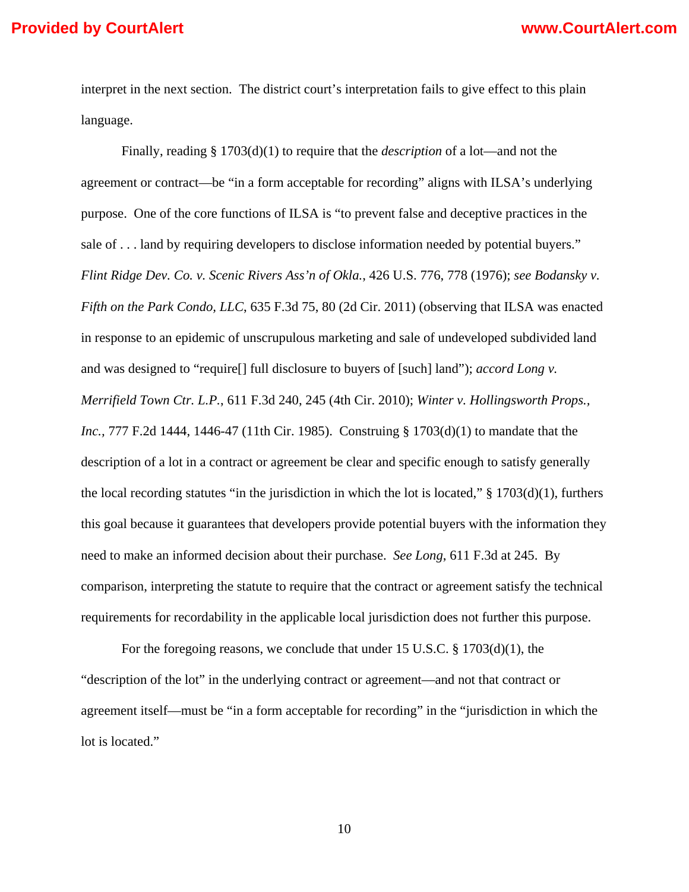interpret in the next section. The district court's interpretation fails to give effect to this plain language.

Finally, reading § 1703(d)(1) to require that the *description* of a lot—and not the agreement or contract—be "in a form acceptable for recording" aligns with ILSA's underlying purpose. One of the core functions of ILSA is "to prevent false and deceptive practices in the sale of . . . land by requiring developers to disclose information needed by potential buyers." *Flint Ridge Dev. Co. v. Scenic Rivers Ass'n of Okla.*, 426 U.S. 776, 778 (1976); *see Bodansky v. Fifth on the Park Condo, LLC*, 635 F.3d 75, 80 (2d Cir. 2011) (observing that ILSA was enacted in response to an epidemic of unscrupulous marketing and sale of undeveloped subdivided land and was designed to "require[] full disclosure to buyers of [such] land"); *accord Long v. Merrifield Town Ctr. L.P.*, 611 F.3d 240, 245 (4th Cir. 2010); *Winter v. Hollingsworth Props., Inc.*, 777 F.2d 1444, 1446-47 (11th Cir. 1985). Construing § 1703(d)(1) to mandate that the description of a lot in a contract or agreement be clear and specific enough to satisfy generally the local recording statutes "in the jurisdiction in which the lot is located," § 1703(d)(1), furthers this goal because it guarantees that developers provide potential buyers with the information they need to make an informed decision about their purchase. *See Long*, 611 F.3d at 245. By comparison, interpreting the statute to require that the contract or agreement satisfy the technical requirements for recordability in the applicable local jurisdiction does not further this purpose.

For the foregoing reasons, we conclude that under 15 U.S.C. § 1703(d)(1), the "description of the lot" in the underlying contract or agreement—and not that contract or agreement itself—must be "in a form acceptable for recording" in the "jurisdiction in which the lot is located."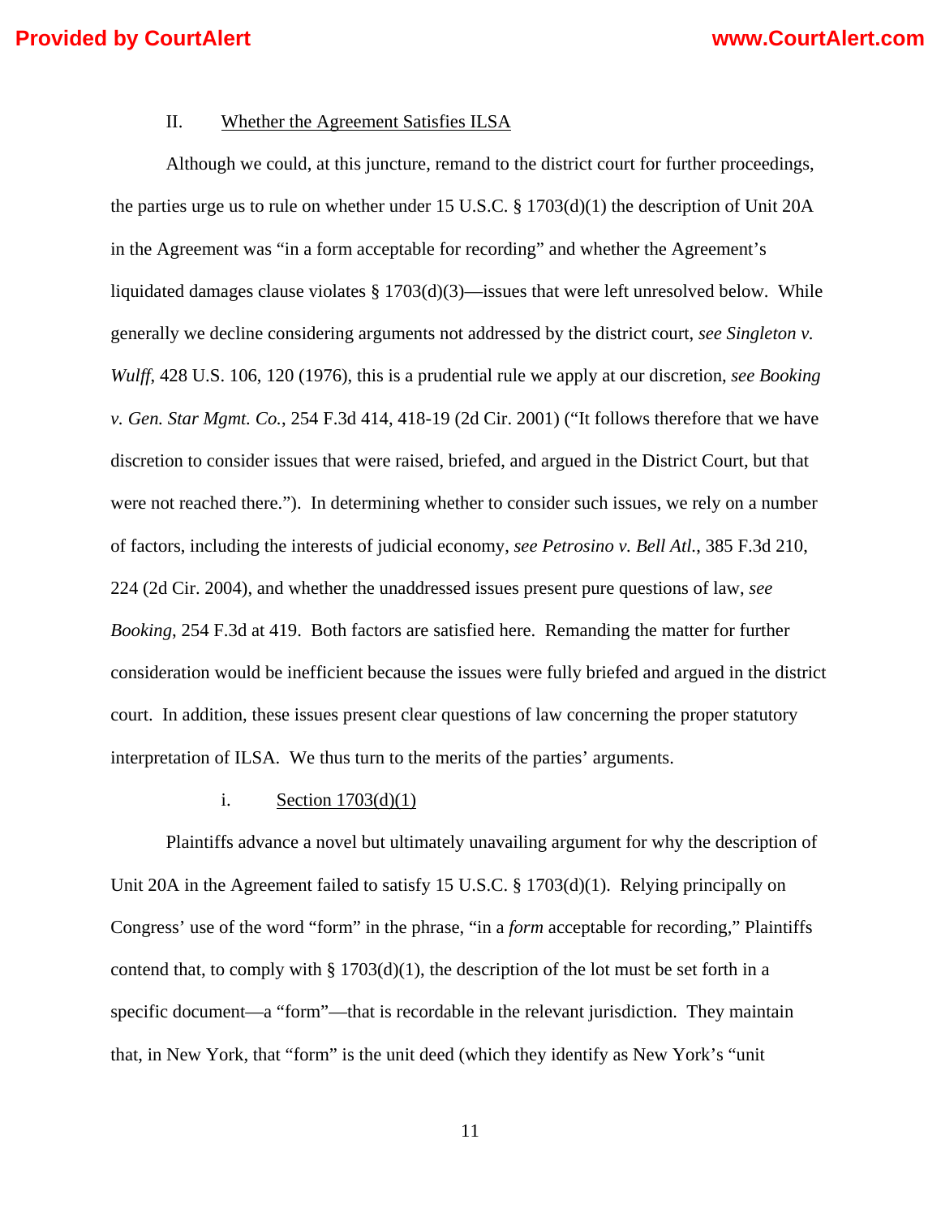## II. Whether the Agreement Satisfies ILSA

Although we could, at this juncture, remand to the district court for further proceedings, the parties urge us to rule on whether under 15 U.S.C. § 1703(d)(1) the description of Unit 20A in the Agreement was "in a form acceptable for recording" and whether the Agreement's liquidated damages clause violates § 1703(d)(3)—issues that were left unresolved below. While generally we decline considering arguments not addressed by the district court, *see Singleton v. Wulff*, 428 U.S. 106, 120 (1976), this is a prudential rule we apply at our discretion, *see Booking v. Gen. Star Mgmt. Co.*, 254 F.3d 414, 418-19 (2d Cir. 2001) ("It follows therefore that we have discretion to consider issues that were raised, briefed, and argued in the District Court, but that were not reached there."). In determining whether to consider such issues, we rely on a number of factors, including the interests of judicial economy, *see Petrosino v. Bell Atl.*, 385 F.3d 210, 224 (2d Cir. 2004), and whether the unaddressed issues present pure questions of law, *see Booking*, 254 F.3d at 419. Both factors are satisfied here. Remanding the matter for further consideration would be inefficient because the issues were fully briefed and argued in the district court. In addition, these issues present clear questions of law concerning the proper statutory interpretation of ILSA. We thus turn to the merits of the parties' arguments.

### i. Section 1703(d)(1)

Plaintiffs advance a novel but ultimately unavailing argument for why the description of Unit 20A in the Agreement failed to satisfy 15 U.S.C. § 1703(d)(1). Relying principally on Congress' use of the word "form" in the phrase, "in a *form* acceptable for recording," Plaintiffs contend that, to comply with § 1703(d)(1), the description of the lot must be set forth in a specific document—a "form"—that is recordable in the relevant jurisdiction. They maintain that, in New York, that "form" is the unit deed (which they identify as New York's "unit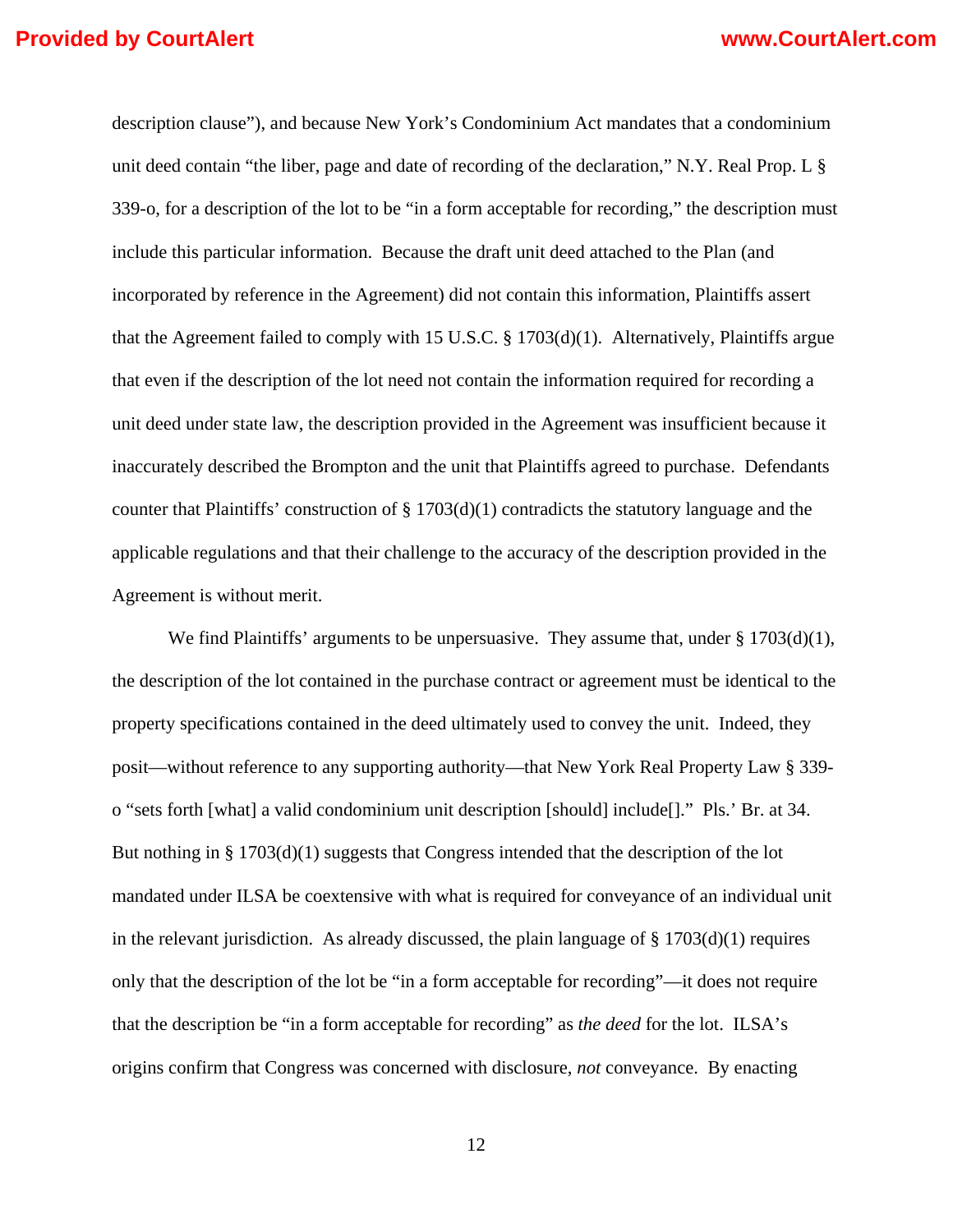description clause"), and because New York's Condominium Act mandates that a condominium unit deed contain "the liber, page and date of recording of the declaration," N.Y. Real Prop. L § 339-o, for a description of the lot to be "in a form acceptable for recording," the description must include this particular information. Because the draft unit deed attached to the Plan (and incorporated by reference in the Agreement) did not contain this information, Plaintiffs assert that the Agreement failed to comply with 15 U.S.C. § 1703(d)(1). Alternatively, Plaintiffs argue that even if the description of the lot need not contain the information required for recording a unit deed under state law, the description provided in the Agreement was insufficient because it inaccurately described the Brompton and the unit that Plaintiffs agreed to purchase. Defendants counter that Plaintiffs' construction of § 1703(d)(1) contradicts the statutory language and the applicable regulations and that their challenge to the accuracy of the description provided in the Agreement is without merit.

We find Plaintiffs' arguments to be unpersuasive. They assume that, under § 1703(d)(1), the description of the lot contained in the purchase contract or agreement must be identical to the property specifications contained in the deed ultimately used to convey the unit. Indeed, they posit—without reference to any supporting authority—that New York Real Property Law § 339-o "sets forth [what] a valid condominium unit description [should] include[]." Pls.' Br. at 34. But nothing in § 1703(d)(1) suggests that Congress intended that the description of the lot mandated under ILSA be coextensive with what is required for conveyance of an individual unit in the relevant jurisdiction. As already discussed, the plain language of § 1703(d)(1) requires only that the description of the lot be "in a form acceptable for recording"—it does not require that the description be "in a form acceptable for recording" as *the deed* for the lot. ILSA's origins confirm that Congress was concerned with disclosure, *not* conveyance. By enacting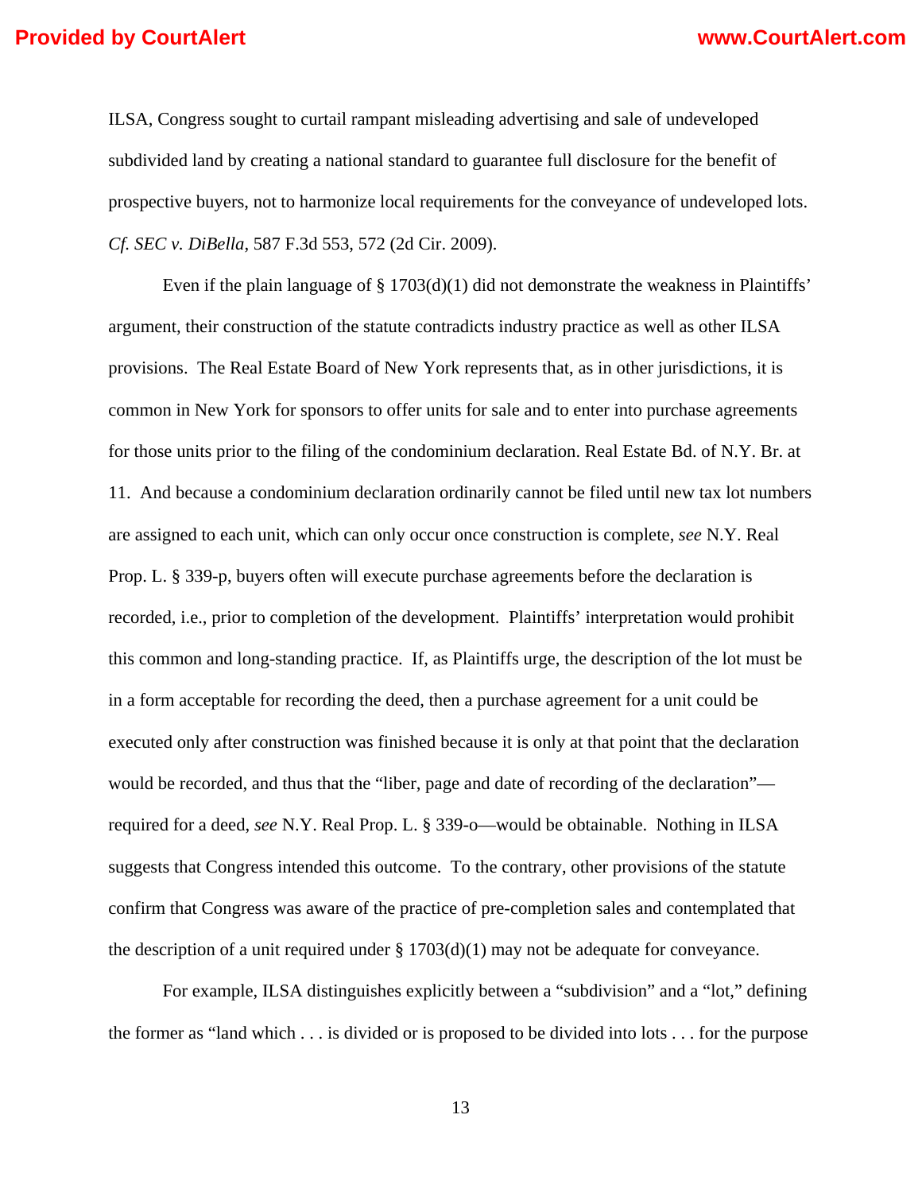ILSA, Congress sought to curtail rampant misleading advertising and sale of undeveloped subdivided land by creating a national standard to guarantee full disclosure for the benefit of prospective buyers, not to harmonize local requirements for the conveyance of undeveloped lots. *Cf. SEC v. DiBella*, 587 F.3d 553, 572 (2d Cir. 2009).

Even if the plain language of § 1703(d)(1) did not demonstrate the weakness in Plaintiffs' argument, their construction of the statute contradicts industry practice as well as other ILSA provisions. The Real Estate Board of New York represents that, as in other jurisdictions, it is common in New York for sponsors to offer units for sale and to enter into purchase agreements for those units prior to the filing of the condominium declaration. Real Estate Bd. of N.Y. Br. at 11. And because a condominium declaration ordinarily cannot be filed until new tax lot numbers are assigned to each unit, which can only occur once construction is complete, *see* N.Y. Real Prop. L. § 339-p, buyers often will execute purchase agreements before the declaration is recorded, i.e., prior to completion of the development. Plaintiffs' interpretation would prohibit this common and long-standing practice. If, as Plaintiffs urge, the description of the lot must be in a form acceptable for recording the deed, then a purchase agreement for a unit could be executed only after construction was finished because it is only at that point that the declaration would be recorded, and thus that the "liber, page and date of recording of the declaration"—required for a deed, *see* N.Y. Real Prop. L. § 339-o—would be obtainable. Nothing in ILSA suggests that Congress intended this outcome. To the contrary, other provisions of the statute confirm that Congress was aware of the practice of pre-completion sales and contemplated that the description of a unit required under § 1703(d)(1) may not be adequate for conveyance.

For example, ILSA distinguishes explicitly between a "subdivision" and a "lot," defining the former as "land which . . . is divided or is proposed to be divided into lots . . . for the purpose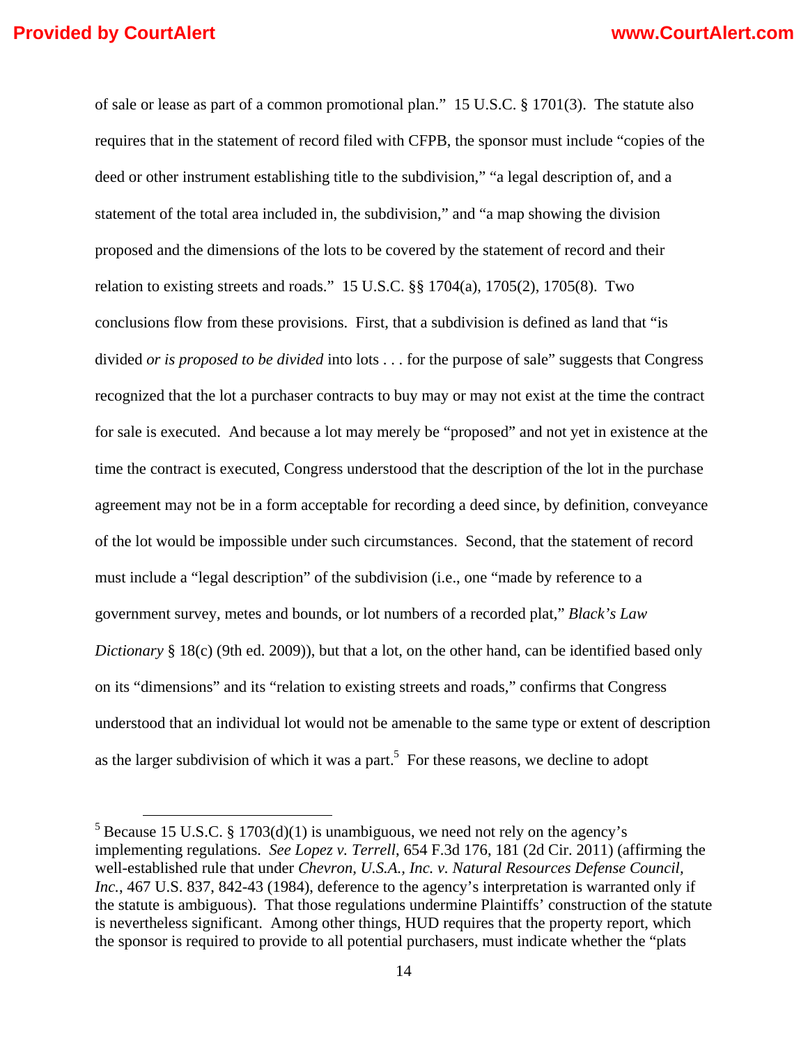of sale or lease as part of a common promotional plan." 15 U.S.C. § 1701(3). The statute also requires that in the statement of record filed with CFPB, the sponsor must include "copies of the deed or other instrument establishing title to the subdivision," "a legal description of, and a statement of the total area included in, the subdivision," and "a map showing the division proposed and the dimensions of the lots to be covered by the statement of record and their relation to existing streets and roads." 15 U.S.C. §§ 1704(a), 1705(2), 1705(8). Two conclusions flow from these provisions. First, that a subdivision is defined as land that "is divided *or is proposed to be divided* into lots . . . for the purpose of sale" suggests that Congress recognized that the lot a purchaser contracts to buy may or may not exist at the time the contract for sale is executed. And because a lot may merely be "proposed" and not yet in existence at the time the contract is executed, Congress understood that the description of the lot in the purchase agreement may not be in a form acceptable for recording a deed since, by definition, conveyance of the lot would be impossible under such circumstances. Second, that the statement of record must include a "legal description" of the subdivision (i.e., one "made by reference to a government survey, metes and bounds, or lot numbers of a recorded plat," *Black's Law Dictionary* § 18(c) (9th ed. 2009)), but that a lot, on the other hand, can be identified based only on its "dimensions" and its "relation to existing streets and roads," confirms that Congress understood that an individual lot would not be amenable to the same type or extent of description as the larger subdivision of which it was a part.[5] For these reasons, we decline to adopt

---

[5] Because 15 U.S.C. § 1703(d)(1) is unambiguous, we need not rely on the agency's implementing regulations. *See Lopez v. Terrell*, 654 F.3d 176, 181 (2d Cir. 2011) (affirming the well-established rule that under *Chevron, U.S.A., Inc. v. Natural Resources Defense Council, Inc.*, 467 U.S. 837, 842-43 (1984), deference to the agency's interpretation is warranted only if the statute is ambiguous). That those regulations undermine Plaintiffs' construction of the statute is nevertheless significant. Among other things, HUD requires that the property report, which the sponsor is required to provide to all potential purchasers, must indicate whether the "plats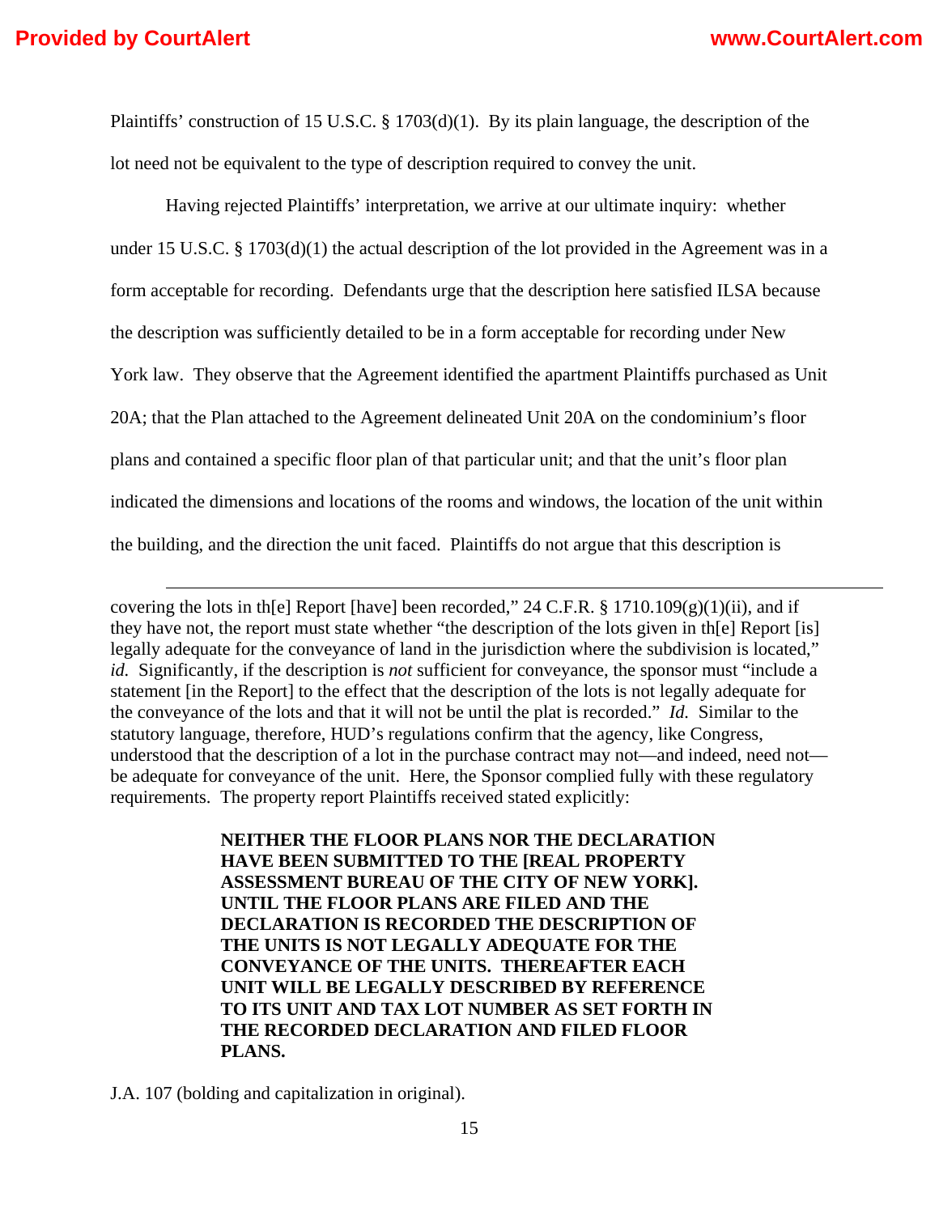Plaintiffs' construction of 15 U.S.C. § 1703(d)(1). By its plain language, the description of the lot need not be equivalent to the type of description required to convey the unit.

Having rejected Plaintiffs' interpretation, we arrive at our ultimate inquiry: whether under 15 U.S.C. § 1703(d)(1) the actual description of the lot provided in the Agreement was in a form acceptable for recording. Defendants urge that the description here satisfied ILSA because the description was sufficiently detailed to be in a form acceptable for recording under New York law. They observe that the Agreement identified the apartment Plaintiffs purchased as Unit 20A; that the Plan attached to the Agreement delineated Unit 20A on the condominium's floor plans and contained a specific floor plan of that particular unit; and that the unit's floor plan indicated the dimensions and locations of the rooms and windows, the location of the unit within the building, and the direction the unit faced. Plaintiffs do not argue that this description is

---

covering the lots in th[e] Report [have] been recorded," 24 C.F.R. § 1710.109(g)(1)(ii), and if they have not, the report must state whether "the description of the lots given in th[e] Report [is] legally adequate for the conveyance of land in the jurisdiction where the subdivision is located," *id.* Significantly, if the description is *not* sufficient for conveyance, the sponsor must "include a statement [in the Report] to the effect that the description of the lots is not legally adequate for the conveyance of the lots and that it will not be until the plat is recorded." *Id.* Similar to the statutory language, therefore, HUD's regulations confirm that the agency, like Congress, understood that the description of a lot in the purchase contract may not—and indeed, need not—be adequate for conveyance of the unit. Here, the Sponsor complied fully with these regulatory requirements. The property report Plaintiffs received stated explicitly:

> **NEITHER THE FLOOR PLANS NOR THE DECLARATION HAVE BEEN SUBMITTED TO THE [REAL PROPERTY ASSESSMENT BUREAU OF THE CITY OF NEW YORK]. UNTIL THE FLOOR PLANS ARE FILED AND THE DECLARATION IS RECORDED THE DESCRIPTION OF THE UNITS IS NOT LEGALLY ADEQUATE FOR THE CONVEYANCE OF THE UNITS. THEREAFTER EACH UNIT WILL BE LEGALLY DESCRIBED BY REFERENCE TO ITS UNIT AND TAX LOT NUMBER AS SET FORTH IN THE RECORDED DECLARATION AND FILED FLOOR PLANS.**

J.A. 107 (bolding and capitalization in original).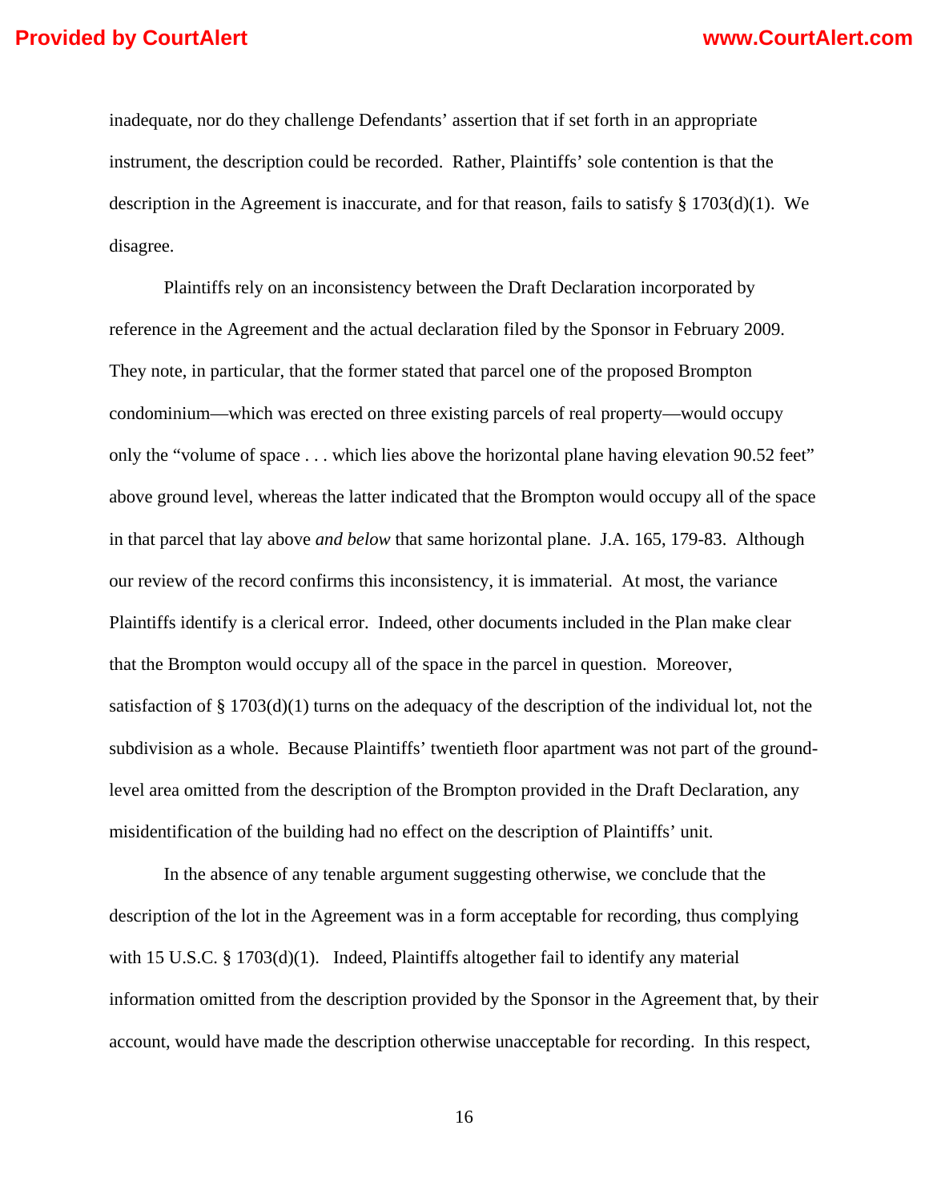inadequate, nor do they challenge Defendants' assertion that if set forth in an appropriate instrument, the description could be recorded. Rather, Plaintiffs' sole contention is that the description in the Agreement is inaccurate, and for that reason, fails to satisfy § 1703(d)(1). We disagree.

Plaintiffs rely on an inconsistency between the Draft Declaration incorporated by reference in the Agreement and the actual declaration filed by the Sponsor in February 2009. They note, in particular, that the former stated that parcel one of the proposed Brompton condominium—which was erected on three existing parcels of real property—would occupy only the "volume of space . . . which lies above the horizontal plane having elevation 90.52 feet" above ground level, whereas the latter indicated that the Brompton would occupy all of the space in that parcel that lay above *and below* that same horizontal plane. J.A. 165, 179-83. Although our review of the record confirms this inconsistency, it is immaterial. At most, the variance Plaintiffs identify is a clerical error. Indeed, other documents included in the Plan make clear that the Brompton would occupy all of the space in the parcel in question. Moreover, satisfaction of § 1703(d)(1) turns on the adequacy of the description of the individual lot, not the subdivision as a whole. Because Plaintiffs' twentieth floor apartment was not part of the ground-level area omitted from the description of the Brompton provided in the Draft Declaration, any misidentification of the building had no effect on the description of Plaintiffs' unit.

In the absence of any tenable argument suggesting otherwise, we conclude that the description of the lot in the Agreement was in a form acceptable for recording, thus complying with 15 U.S.C. § 1703(d)(1). Indeed, Plaintiffs altogether fail to identify any material information omitted from the description provided by the Sponsor in the Agreement that, by their account, would have made the description otherwise unacceptable for recording. In this respect,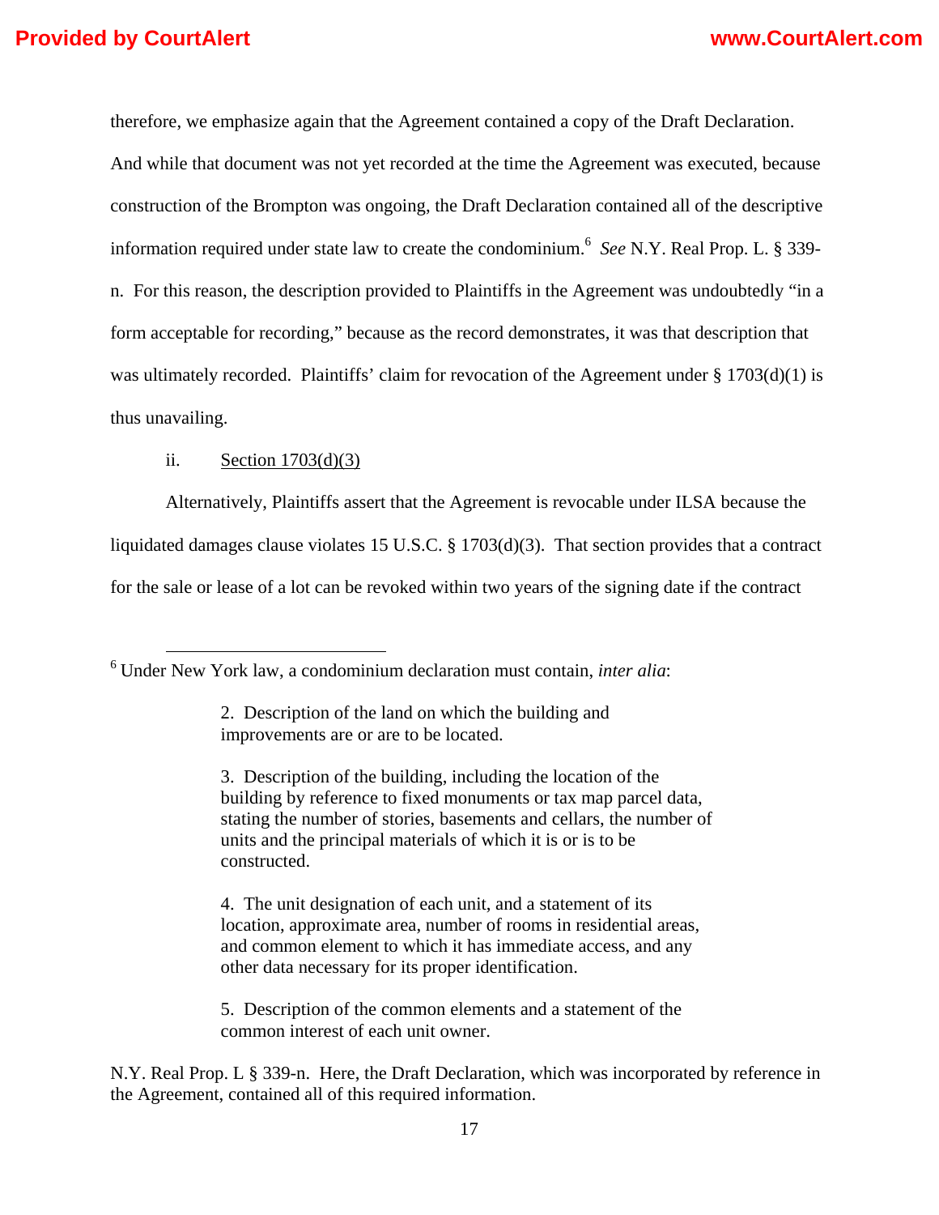therefore, we emphasize again that the Agreement contained a copy of the Draft Declaration. And while that document was not yet recorded at the time the Agreement was executed, because construction of the Brompton was ongoing, the Draft Declaration contained all of the descriptive information required under state law to create the condominium.[6] *See* N.Y. Real Prop. L. § 339-n. For this reason, the description provided to Plaintiffs in the Agreement was undoubtedly "in a form acceptable for recording," because as the record demonstrates, it was that description that was ultimately recorded. Plaintiffs' claim for revocation of the Agreement under § 1703(d)(1) is thus unavailing.

ii. Section 1703(d)(3)

Alternatively, Plaintiffs assert that the Agreement is revocable under ILSA because the liquidated damages clause violates 15 U.S.C. § 1703(d)(3). That section provides that a contract for the sale or lease of a lot can be revoked within two years of the signing date if the contract

---

[6] Under New York law, a condominium declaration must contain, *inter alia*:

> 2. Description of the land on which the building and improvements are or are to be located.
>
> 3. Description of the building, including the location of the building by reference to fixed monuments or tax map parcel data, stating the number of stories, basements and cellars, the number of units and the principal materials of which it is or is to be constructed.
>
> 4. The unit designation of each unit, and a statement of its location, approximate area, number of rooms in residential areas, and common element to which it has immediate access, and any other data necessary for its proper identification.
>
> 5. Description of the common elements and a statement of the common interest of each unit owner.

N.Y. Real Prop. L § 339-n. Here, the Draft Declaration, which was incorporated by reference in the Agreement, contained all of this required information.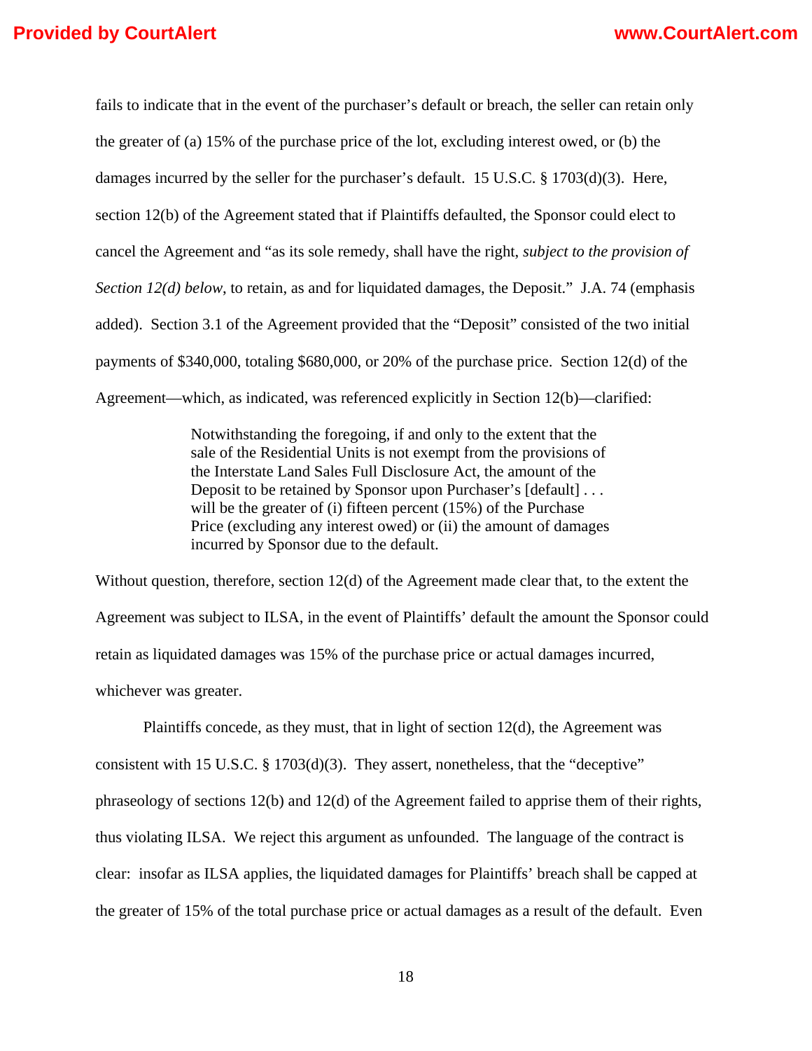fails to indicate that in the event of the purchaser's default or breach, the seller can retain only the greater of (a) 15% of the purchase price of the lot, excluding interest owed, or (b) the damages incurred by the seller for the purchaser's default. 15 U.S.C. § 1703(d)(3). Here, section 12(b) of the Agreement stated that if Plaintiffs defaulted, the Sponsor could elect to cancel the Agreement and "as its sole remedy, shall have the right, *subject to the provision of Section 12(d) below*, to retain, as and for liquidated damages, the Deposit." J.A. 74 (emphasis added). Section 3.1 of the Agreement provided that the "Deposit" consisted of the two initial payments of $340,000, totaling $680,000, or 20% of the purchase price. Section 12(d) of the Agreement—which, as indicated, was referenced explicitly in Section 12(b)—clarified:

> Notwithstanding the foregoing, if and only to the extent that the sale of the Residential Units is not exempt from the provisions of the Interstate Land Sales Full Disclosure Act, the amount of the Deposit to be retained by Sponsor upon Purchaser's [default] . . . will be the greater of (i) fifteen percent (15%) of the Purchase Price (excluding any interest owed) or (ii) the amount of damages incurred by Sponsor due to the default.

Without question, therefore, section 12(d) of the Agreement made clear that, to the extent the Agreement was subject to ILSA, in the event of Plaintiffs' default the amount the Sponsor could retain as liquidated damages was 15% of the purchase price or actual damages incurred, whichever was greater.

Plaintiffs concede, as they must, that in light of section 12(d), the Agreement was consistent with 15 U.S.C. § 1703(d)(3). They assert, nonetheless, that the "deceptive" phraseology of sections 12(b) and 12(d) of the Agreement failed to apprise them of their rights, thus violating ILSA. We reject this argument as unfounded. The language of the contract is clear: insofar as ILSA applies, the liquidated damages for Plaintiffs' breach shall be capped at the greater of 15% of the total purchase price or actual damages as a result of the default. Even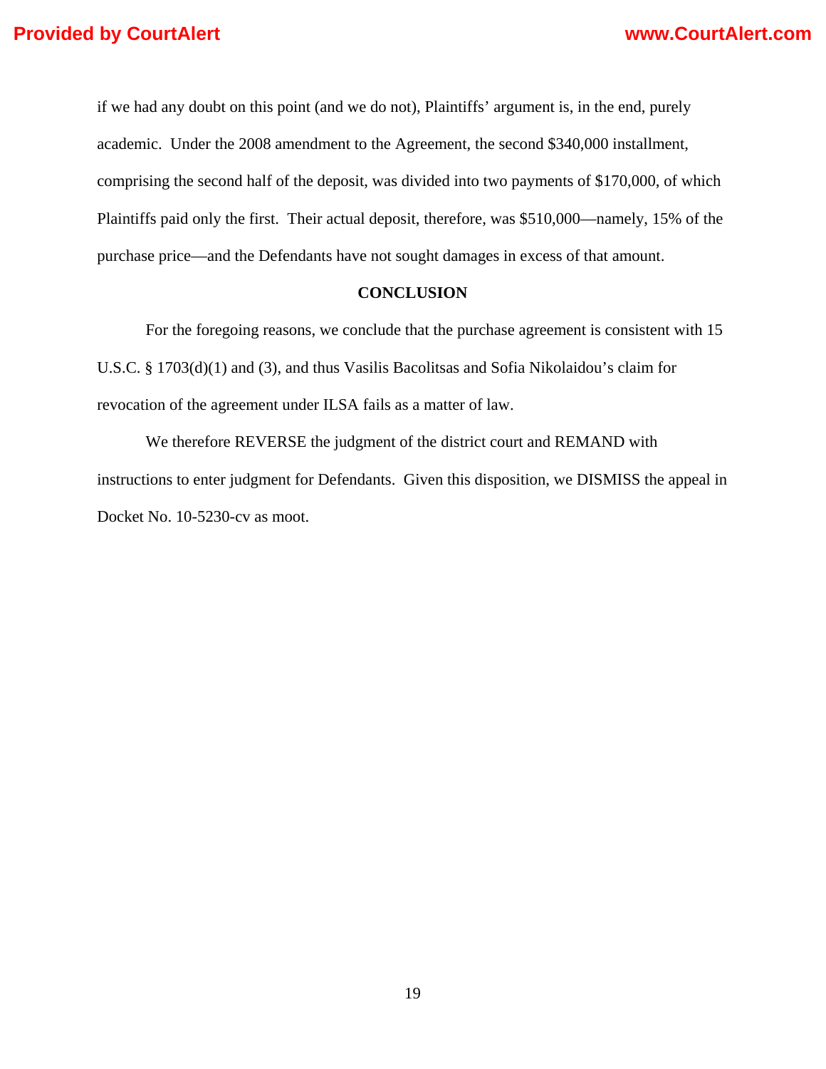if we had any doubt on this point (and we do not), Plaintiffs' argument is, in the end, purely academic. Under the 2008 amendment to the Agreement, the second $340,000 installment, comprising the second half of the deposit, was divided into two payments of $170,000, of which Plaintiffs paid only the first. Their actual deposit, therefore, was $510,000—namely, 15% of the purchase price—and the Defendants have not sought damages in excess of that amount.

**CONCLUSION**

For the foregoing reasons, we conclude that the purchase agreement is consistent with 15 U.S.C. § 1703(d)(1) and (3), and thus Vasilis Bacolitsas and Sofia Nikolaidou's claim for revocation of the agreement under ILSA fails as a matter of law.

We therefore REVERSE the judgment of the district court and REMAND with instructions to enter judgment for Defendants. Given this disposition, we DISMISS the appeal in Docket No. 10-5230-cv as moot.